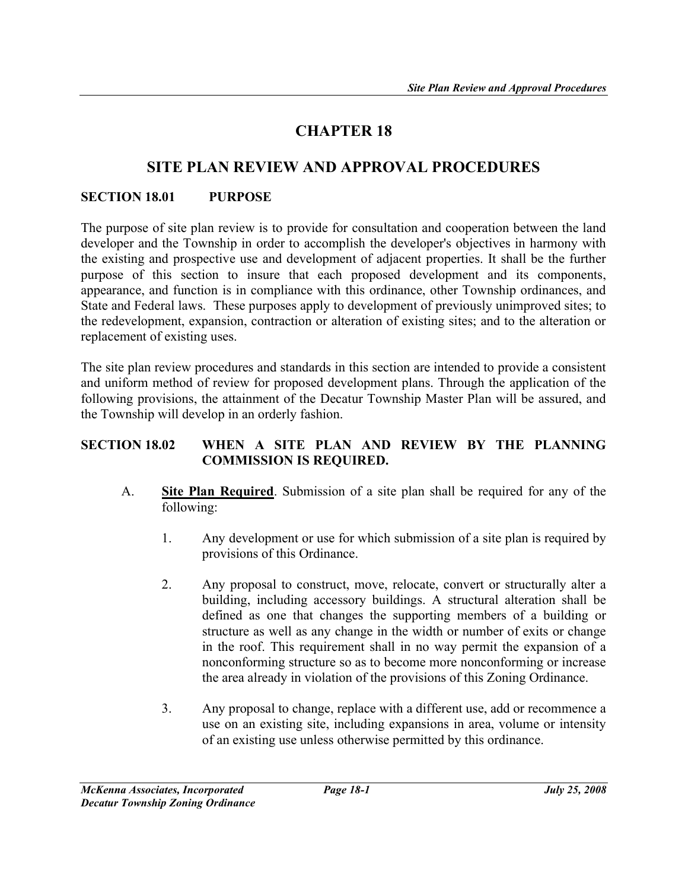# CHAPTER 18

## SITE PLAN REVIEW AND APPROVAL PROCEDURES

### SECTION 18.01 PURPOSE

The purpose of site plan review is to provide for consultation and cooperation between the land developer and the Township in order to accomplish the developer's objectives in harmony with the existing and prospective use and development of adjacent properties. It shall be the further purpose of this section to insure that each proposed development and its components, appearance, and function is in compliance with this ordinance, other Township ordinances, and State and Federal laws. These purposes apply to development of previously unimproved sites; to the redevelopment, expansion, contraction or alteration of existing sites; and to the alteration or replacement of existing uses.

The site plan review procedures and standards in this section are intended to provide a consistent and uniform method of review for proposed development plans. Through the application of the following provisions, the attainment of the Decatur Township Master Plan will be assured, and the Township will develop in an orderly fashion.

### SECTION 18.02 WHEN A SITE PLAN AND REVIEW BY THE PLANNING COMMISSION IS REQUIRED.

A. **Site Plan Required**. Submission of a site plan shall be required for any of the following:

1. Any development or use for which submission of a site plan is required by provisions of this Ordinance.

2. Any proposal to construct, move, relocate, convert or structurally alter a building, including accessory buildings. A structural alteration shall be defined as one that changes the supporting members of a building or structure as well as any change in the width or number of exits or change in the roof. This requirement shall in no way permit the expansion of a nonconforming structure so as to become more nonconforming or increase the area already in violation of the provisions of this Zoning Ordinance.

3. Any proposal to change, replace with a different use, add or recommence a use on an existing site, including expansions in area, volume or intensity of an existing use unless otherwise permitted by this ordinance.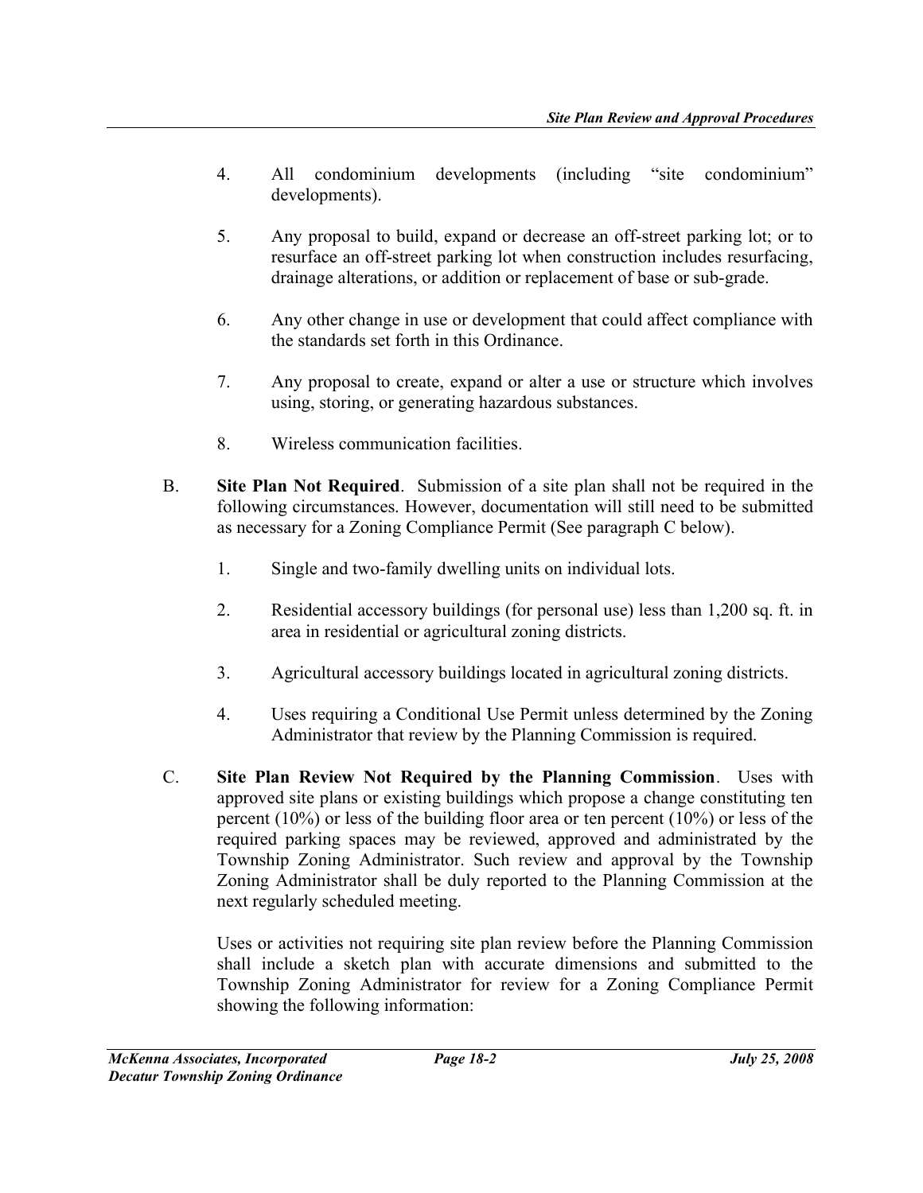4. All condominium developments (including "site condominium" developments).

5. Any proposal to build, expand or decrease an off-street parking lot; or to resurface an off-street parking lot when construction includes resurfacing, drainage alterations, or addition or replacement of base or sub-grade.

6. Any other change in use or development that could affect compliance with the standards set forth in this Ordinance.

7. Any proposal to create, expand or alter a use or structure which involves using, storing, or generating hazardous substances.

8. Wireless communication facilities.

B. **Site Plan Not Required**. Submission of a site plan shall not be required in the following circumstances. However, documentation will still need to be submitted as necessary for a Zoning Compliance Permit (See paragraph C below).

   1. Single and two-family dwelling units on individual lots.

   2. Residential accessory buildings (for personal use) less than 1,200 sq. ft. in area in residential or agricultural zoning districts.

   3. Agricultural accessory buildings located in agricultural zoning districts.

   4. Uses requiring a Conditional Use Permit unless determined by the Zoning Administrator that review by the Planning Commission is required.

C. **Site Plan Review Not Required by the Planning Commission**. Uses with approved site plans or existing buildings which propose a change constituting ten percent (10%) or less of the building floor area or ten percent (10%) or less of the required parking spaces may be reviewed, approved and administrated by the Township Zoning Administrator. Such review and approval by the Township Zoning Administrator shall be duly reported to the Planning Commission at the next regularly scheduled meeting.

   Uses or activities not requiring site plan review before the Planning Commission shall include a sketch plan with accurate dimensions and submitted to the Township Zoning Administrator for review for a Zoning Compliance Permit showing the following information: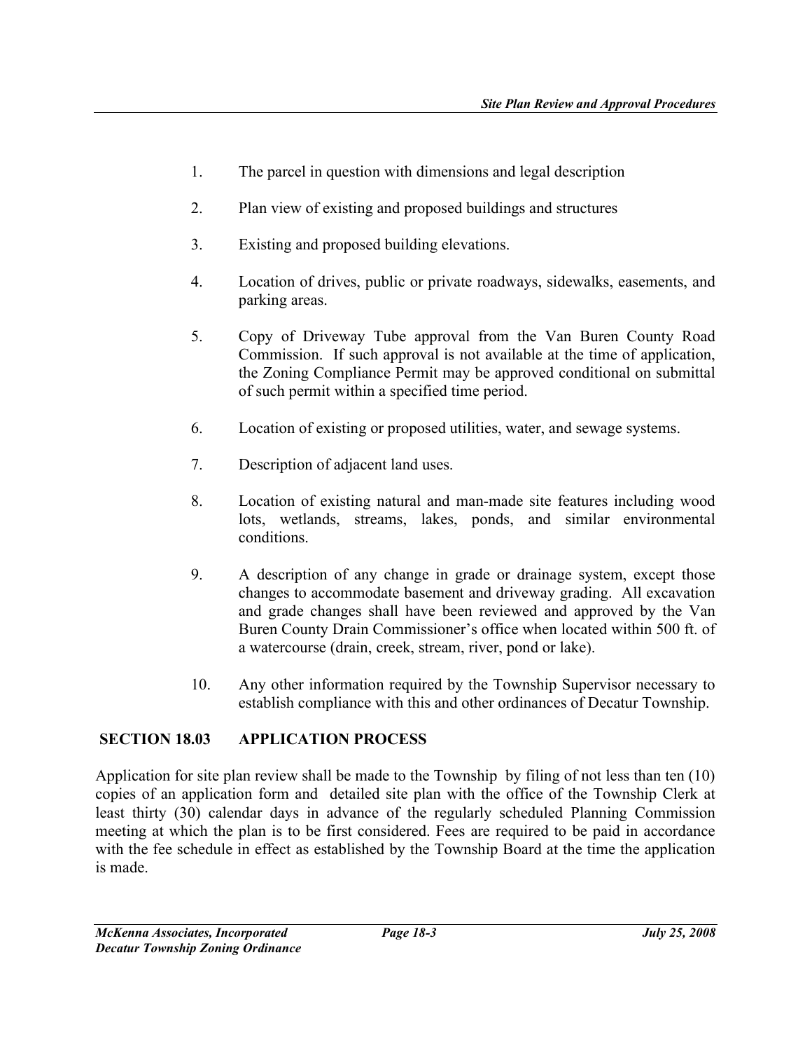1. The parcel in question with dimensions and legal description

2. Plan view of existing and proposed buildings and structures

3. Existing and proposed building elevations.

4. Location of drives, public or private roadways, sidewalks, easements, and parking areas.

5. Copy of Driveway Tube approval from the Van Buren County Road Commission. If such approval is not available at the time of application, the Zoning Compliance Permit may be approved conditional on submittal of such permit within a specified time period.

6. Location of existing or proposed utilities, water, and sewage systems.

7. Description of adjacent land uses.

8. Location of existing natural and man-made site features including wood lots, wetlands, streams, lakes, ponds, and similar environmental conditions.

9. A description of any change in grade or drainage system, except those changes to accommodate basement and driveway grading. All excavation and grade changes shall have been reviewed and approved by the Van Buren County Drain Commissioner's office when located within 500 ft. of a watercourse (drain, creek, stream, river, pond or lake).

10. Any other information required by the Township Supervisor necessary to establish compliance with this and other ordinances of Decatur Township.

## SECTION 18.03 APPLICATION PROCESS

Application for site plan review shall be made to the Township by filing of not less than ten (10) copies of an application form and detailed site plan with the office of the Township Clerk at least thirty (30) calendar days in advance of the regularly scheduled Planning Commission meeting at which the plan is to be first considered. Fees are required to be paid in accordance with the fee schedule in effect as established by the Township Board at the time the application is made.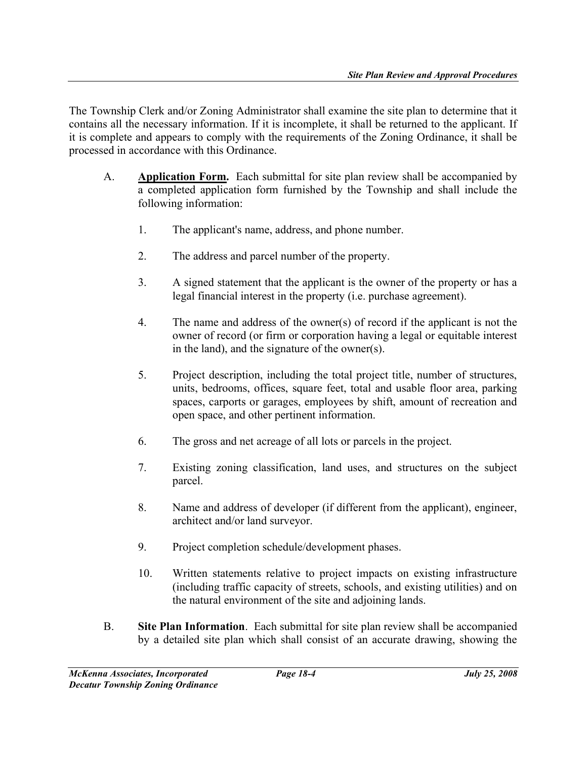The Township Clerk and/or Zoning Administrator shall examine the site plan to determine that it contains all the necessary information. If it is incomplete, it shall be returned to the applicant. If it is complete and appears to comply with the requirements of the Zoning Ordinance, it shall be processed in accordance with this Ordinance.

A. **Application Form.** Each submittal for site plan review shall be accompanied by a completed application form furnished by the Township and shall include the following information:

1. The applicant's name, address, and phone number.

2. The address and parcel number of the property.

3. A signed statement that the applicant is the owner of the property or has a legal financial interest in the property (i.e. purchase agreement).

4. The name and address of the owner(s) of record if the applicant is not the owner of record (or firm or corporation having a legal or equitable interest in the land), and the signature of the owner(s).

5. Project description, including the total project title, number of structures, units, bedrooms, offices, square feet, total and usable floor area, parking spaces, carports or garages, employees by shift, amount of recreation and open space, and other pertinent information.

6. The gross and net acreage of all lots or parcels in the project.

7. Existing zoning classification, land uses, and structures on the subject parcel.

8. Name and address of developer (if different from the applicant), engineer, architect and/or land surveyor.

9. Project completion schedule/development phases.

10. Written statements relative to project impacts on existing infrastructure (including traffic capacity of streets, schools, and existing utilities) and on the natural environment of the site and adjoining lands.

B. **Site Plan Information**. Each submittal for site plan review shall be accompanied by a detailed site plan which shall consist of an accurate drawing, showing the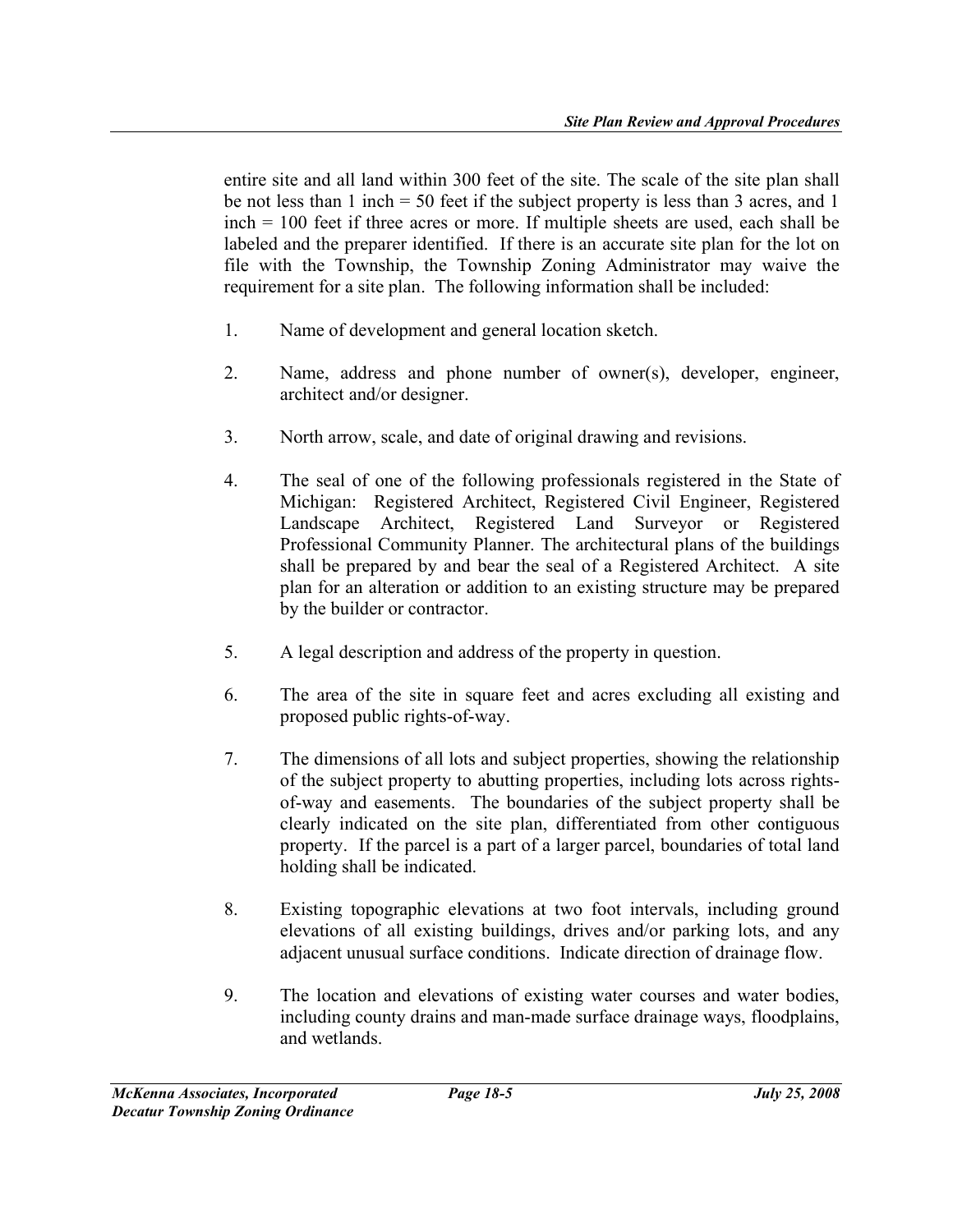entire site and all land within 300 feet of the site. The scale of the site plan shall be not less than 1 inch = 50 feet if the subject property is less than 3 acres, and 1 inch = 100 feet if three acres or more. If multiple sheets are used, each shall be labeled and the preparer identified. If there is an accurate site plan for the lot on file with the Township, the Township Zoning Administrator may waive the requirement for a site plan. The following information shall be included:

1. Name of development and general location sketch.

2. Name, address and phone number of owner(s), developer, engineer, architect and/or designer.

3. North arrow, scale, and date of original drawing and revisions.

4. The seal of one of the following professionals registered in the State of Michigan: Registered Architect, Registered Civil Engineer, Registered Landscape Architect, Registered Land Surveyor or Registered Professional Community Planner. The architectural plans of the buildings shall be prepared by and bear the seal of a Registered Architect. A site plan for an alteration or addition to an existing structure may be prepared by the builder or contractor.

5. A legal description and address of the property in question.

6. The area of the site in square feet and acres excluding all existing and proposed public rights-of-way.

7. The dimensions of all lots and subject properties, showing the relationship of the subject property to abutting properties, including lots across rights-of-way and easements. The boundaries of the subject property shall be clearly indicated on the site plan, differentiated from other contiguous property. If the parcel is a part of a larger parcel, boundaries of total land holding shall be indicated.

8. Existing topographic elevations at two foot intervals, including ground elevations of all existing buildings, drives and/or parking lots, and any adjacent unusual surface conditions. Indicate direction of drainage flow.

9. The location and elevations of existing water courses and water bodies, including county drains and man-made surface drainage ways, floodplains, and wetlands.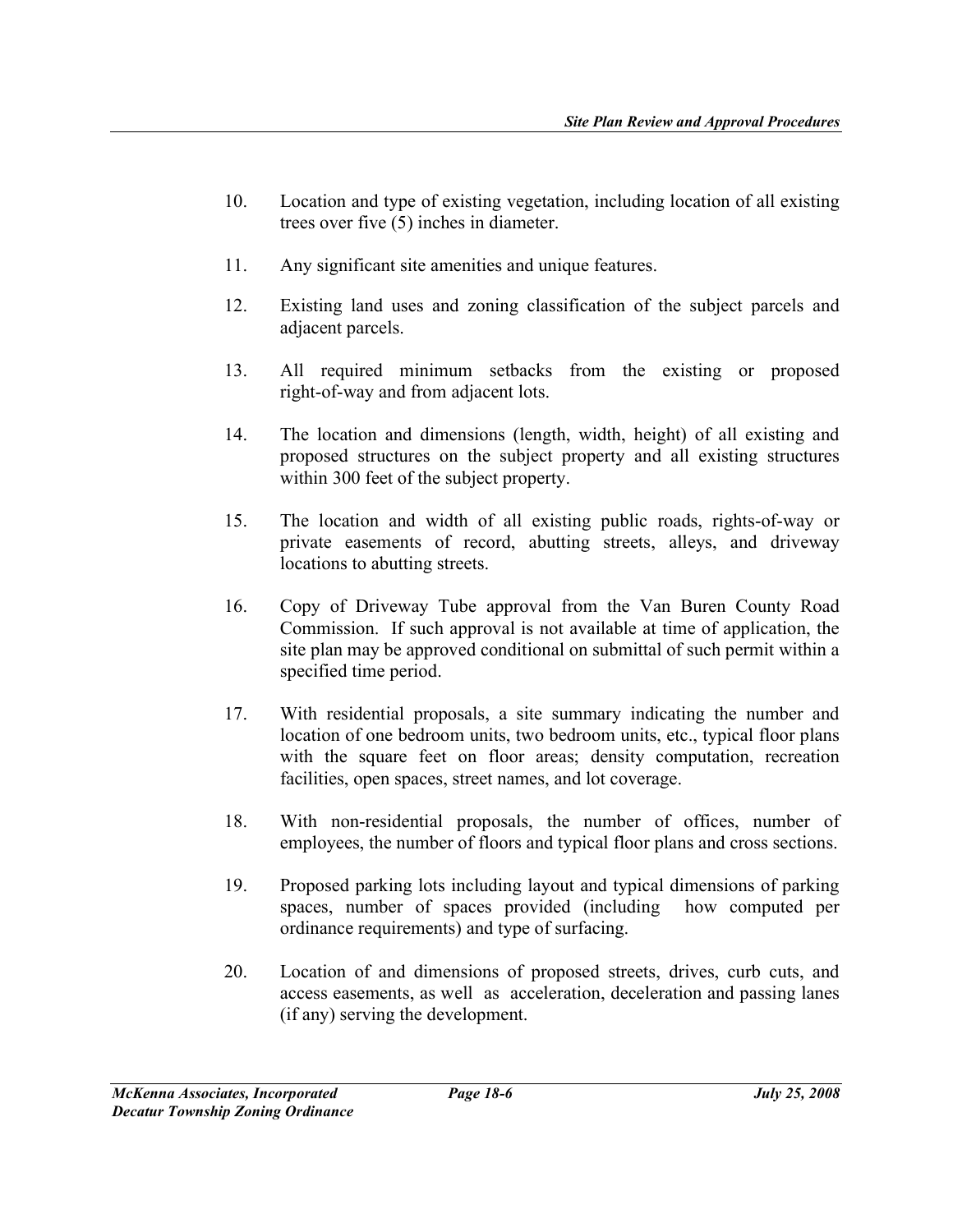10. Location and type of existing vegetation, including location of all existing trees over five (5) inches in diameter.

11. Any significant site amenities and unique features.

12. Existing land uses and zoning classification of the subject parcels and adjacent parcels.

13. All required minimum setbacks from the existing or proposed right-of-way and from adjacent lots.

14. The location and dimensions (length, width, height) of all existing and proposed structures on the subject property and all existing structures within 300 feet of the subject property.

15. The location and width of all existing public roads, rights-of-way or private easements of record, abutting streets, alleys, and driveway locations to abutting streets.

16. Copy of Driveway Tube approval from the Van Buren County Road Commission. If such approval is not available at time of application, the site plan may be approved conditional on submittal of such permit within a specified time period.

17. With residential proposals, a site summary indicating the number and location of one bedroom units, two bedroom units, etc., typical floor plans with the square feet on floor areas; density computation, recreation facilities, open spaces, street names, and lot coverage.

18. With non-residential proposals, the number of offices, number of employees, the number of floors and typical floor plans and cross sections.

19. Proposed parking lots including layout and typical dimensions of parking spaces, number of spaces provided (including how computed per ordinance requirements) and type of surfacing.

20. Location of and dimensions of proposed streets, drives, curb cuts, and access easements, as well as acceleration, deceleration and passing lanes (if any) serving the development.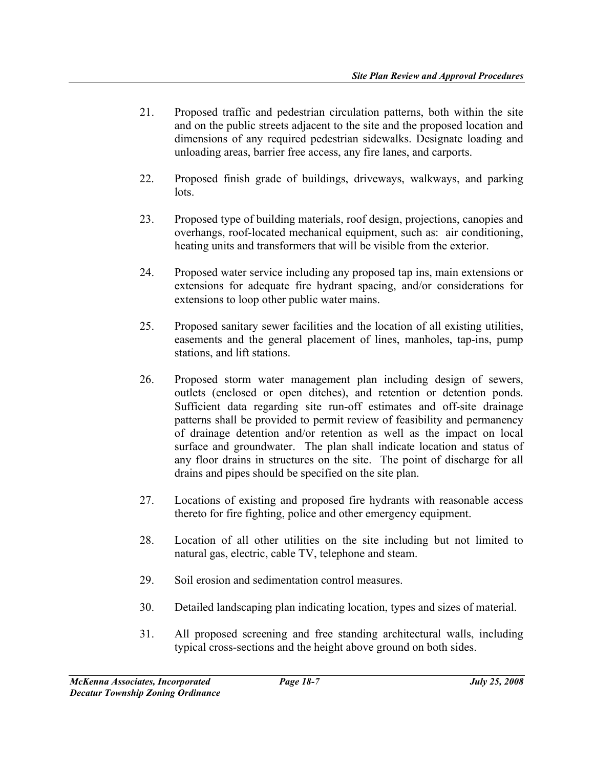21. Proposed traffic and pedestrian circulation patterns, both within the site and on the public streets adjacent to the site and the proposed location and dimensions of any required pedestrian sidewalks. Designate loading and unloading areas, barrier free access, any fire lanes, and carports.

22. Proposed finish grade of buildings, driveways, walkways, and parking lots.

23. Proposed type of building materials, roof design, projections, canopies and overhangs, roof-located mechanical equipment, such as: air conditioning, heating units and transformers that will be visible from the exterior.

24. Proposed water service including any proposed tap ins, main extensions or extensions for adequate fire hydrant spacing, and/or considerations for extensions to loop other public water mains.

25. Proposed sanitary sewer facilities and the location of all existing utilities, easements and the general placement of lines, manholes, tap-ins, pump stations, and lift stations.

26. Proposed storm water management plan including design of sewers, outlets (enclosed or open ditches), and retention or detention ponds. Sufficient data regarding site run-off estimates and off-site drainage patterns shall be provided to permit review of feasibility and permanency of drainage detention and/or retention as well as the impact on local surface and groundwater. The plan shall indicate location and status of any floor drains in structures on the site. The point of discharge for all drains and pipes should be specified on the site plan.

27. Locations of existing and proposed fire hydrants with reasonable access thereto for fire fighting, police and other emergency equipment.

28. Location of all other utilities on the site including but not limited to natural gas, electric, cable TV, telephone and steam.

29. Soil erosion and sedimentation control measures.

30. Detailed landscaping plan indicating location, types and sizes of material.

31. All proposed screening and free standing architectural walls, including typical cross-sections and the height above ground on both sides.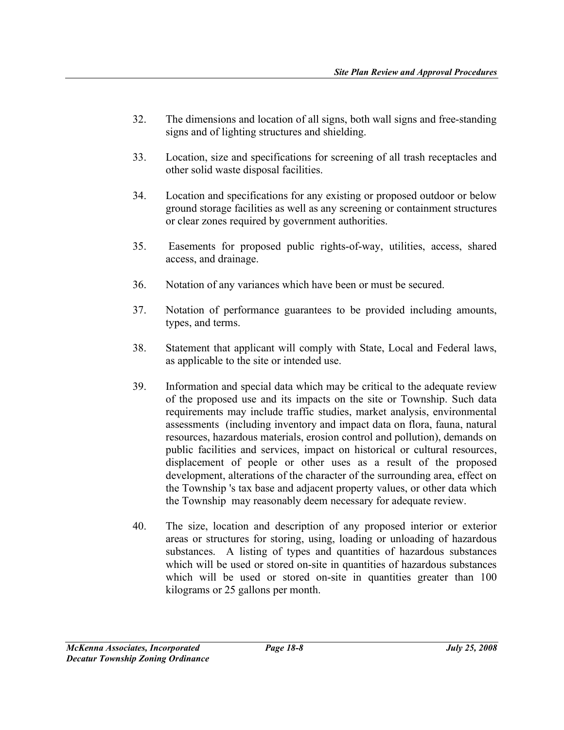32. The dimensions and location of all signs, both wall signs and free-standing signs and of lighting structures and shielding.

33. Location, size and specifications for screening of all trash receptacles and other solid waste disposal facilities.

34. Location and specifications for any existing or proposed outdoor or below ground storage facilities as well as any screening or containment structures or clear zones required by government authorities.

35. Easements for proposed public rights-of-way, utilities, access, shared access, and drainage.

36. Notation of any variances which have been or must be secured.

37. Notation of performance guarantees to be provided including amounts, types, and terms.

38. Statement that applicant will comply with State, Local and Federal laws, as applicable to the site or intended use.

39. Information and special data which may be critical to the adequate review of the proposed use and its impacts on the site or Township. Such data requirements may include traffic studies, market analysis, environmental assessments (including inventory and impact data on flora, fauna, natural resources, hazardous materials, erosion control and pollution), demands on public facilities and services, impact on historical or cultural resources, displacement of people or other uses as a result of the proposed development, alterations of the character of the surrounding area, effect on the Township 's tax base and adjacent property values, or other data which the Township may reasonably deem necessary for adequate review.

40. The size, location and description of any proposed interior or exterior areas or structures for storing, using, loading or unloading of hazardous substances. A listing of types and quantities of hazardous substances which will be used or stored on-site in quantities of hazardous substances which will be used or stored on-site in quantities greater than 100 kilograms or 25 gallons per month.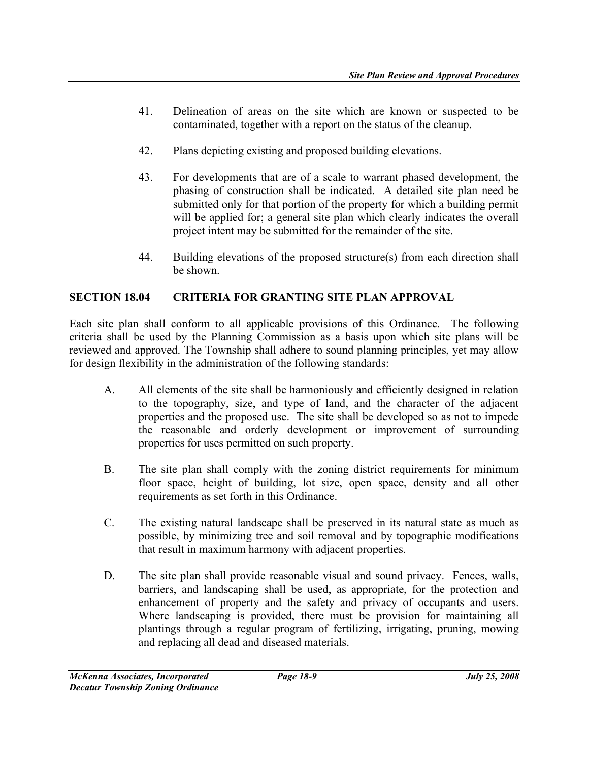41. Delineation of areas on the site which are known or suspected to be contaminated, together with a report on the status of the cleanup.

42. Plans depicting existing and proposed building elevations.

43. For developments that are of a scale to warrant phased development, the phasing of construction shall be indicated. A detailed site plan need be submitted only for that portion of the property for which a building permit will be applied for; a general site plan which clearly indicates the overall project intent may be submitted for the remainder of the site.

44. Building elevations of the proposed structure(s) from each direction shall be shown.

## SECTION 18.04 CRITERIA FOR GRANTING SITE PLAN APPROVAL

Each site plan shall conform to all applicable provisions of this Ordinance. The following criteria shall be used by the Planning Commission as a basis upon which site plans will be reviewed and approved. The Township shall adhere to sound planning principles, yet may allow for design flexibility in the administration of the following standards:

A. All elements of the site shall be harmoniously and efficiently designed in relation to the topography, size, and type of land, and the character of the adjacent properties and the proposed use. The site shall be developed so as not to impede the reasonable and orderly development or improvement of surrounding properties for uses permitted on such property.

B. The site plan shall comply with the zoning district requirements for minimum floor space, height of building, lot size, open space, density and all other requirements as set forth in this Ordinance.

C. The existing natural landscape shall be preserved in its natural state as much as possible, by minimizing tree and soil removal and by topographic modifications that result in maximum harmony with adjacent properties.

D. The site plan shall provide reasonable visual and sound privacy. Fences, walls, barriers, and landscaping shall be used, as appropriate, for the protection and enhancement of property and the safety and privacy of occupants and users. Where landscaping is provided, there must be provision for maintaining all plantings through a regular program of fertilizing, irrigating, pruning, mowing and replacing all dead and diseased materials.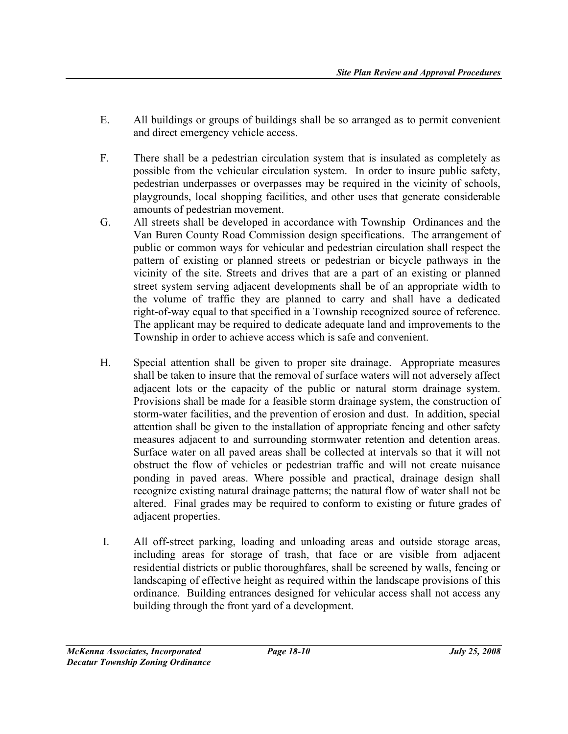E. All buildings or groups of buildings shall be so arranged as to permit convenient and direct emergency vehicle access.

F. There shall be a pedestrian circulation system that is insulated as completely as possible from the vehicular circulation system. In order to insure public safety, pedestrian underpasses or overpasses may be required in the vicinity of schools, playgrounds, local shopping facilities, and other uses that generate considerable amounts of pedestrian movement.

G. All streets shall be developed in accordance with Township Ordinances and the Van Buren County Road Commission design specifications. The arrangement of public or common ways for vehicular and pedestrian circulation shall respect the pattern of existing or planned streets or pedestrian or bicycle pathways in the vicinity of the site. Streets and drives that are a part of an existing or planned street system serving adjacent developments shall be of an appropriate width to the volume of traffic they are planned to carry and shall have a dedicated right-of-way equal to that specified in a Township recognized source of reference. The applicant may be required to dedicate adequate land and improvements to the Township in order to achieve access which is safe and convenient.

H. Special attention shall be given to proper site drainage. Appropriate measures shall be taken to insure that the removal of surface waters will not adversely affect adjacent lots or the capacity of the public or natural storm drainage system. Provisions shall be made for a feasible storm drainage system, the construction of storm-water facilities, and the prevention of erosion and dust. In addition, special attention shall be given to the installation of appropriate fencing and other safety measures adjacent to and surrounding stormwater retention and detention areas. Surface water on all paved areas shall be collected at intervals so that it will not obstruct the flow of vehicles or pedestrian traffic and will not create nuisance ponding in paved areas. Where possible and practical, drainage design shall recognize existing natural drainage patterns; the natural flow of water shall not be altered. Final grades may be required to conform to existing or future grades of adjacent properties.

I. All off-street parking, loading and unloading areas and outside storage areas, including areas for storage of trash, that face or are visible from adjacent residential districts or public thoroughfares, shall be screened by walls, fencing or landscaping of effective height as required within the landscape provisions of this ordinance. Building entrances designed for vehicular access shall not access any building through the front yard of a development.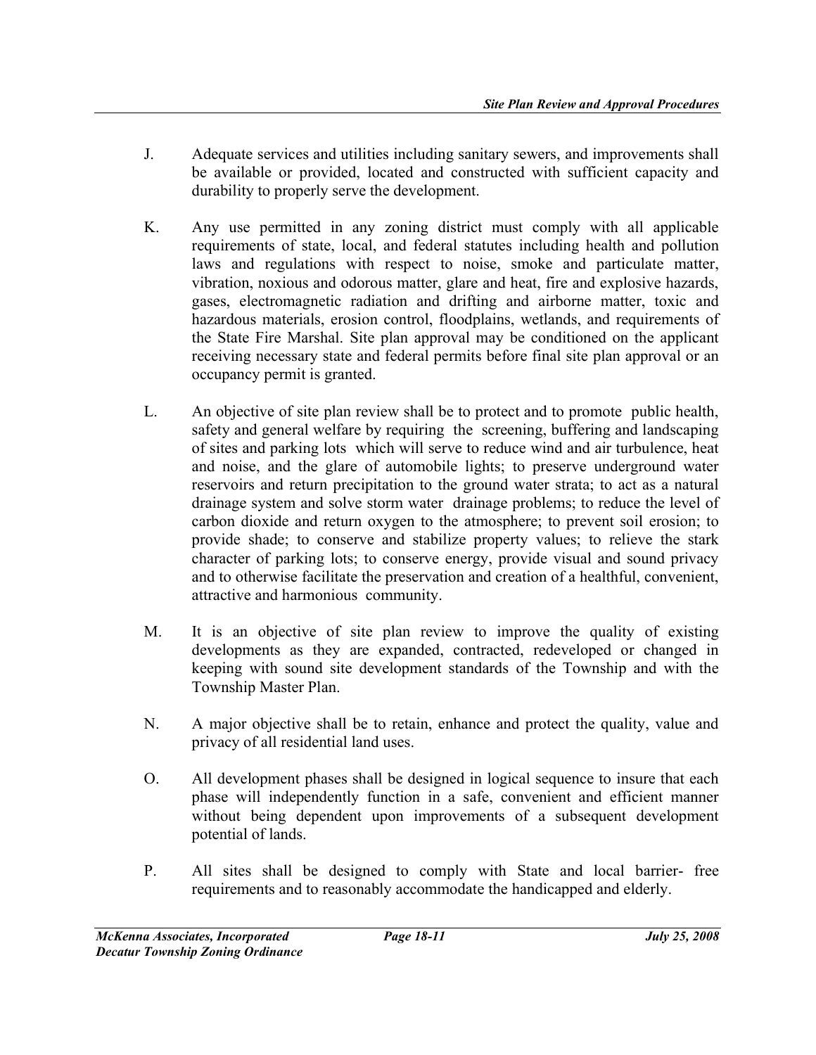J. Adequate services and utilities including sanitary sewers, and improvements shall be available or provided, located and constructed with sufficient capacity and durability to properly serve the development.

K. Any use permitted in any zoning district must comply with all applicable requirements of state, local, and federal statutes including health and pollution laws and regulations with respect to noise, smoke and particulate matter, vibration, noxious and odorous matter, glare and heat, fire and explosive hazards, gases, electromagnetic radiation and drifting and airborne matter, toxic and hazardous materials, erosion control, floodplains, wetlands, and requirements of the State Fire Marshal. Site plan approval may be conditioned on the applicant receiving necessary state and federal permits before final site plan approval or an occupancy permit is granted.

L. An objective of site plan review shall be to protect and to promote public health, safety and general welfare by requiring the screening, buffering and landscaping of sites and parking lots which will serve to reduce wind and air turbulence, heat and noise, and the glare of automobile lights; to preserve underground water reservoirs and return precipitation to the ground water strata; to act as a natural drainage system and solve storm water drainage problems; to reduce the level of carbon dioxide and return oxygen to the atmosphere; to prevent soil erosion; to provide shade; to conserve and stabilize property values; to relieve the stark character of parking lots; to conserve energy, provide visual and sound privacy and to otherwise facilitate the preservation and creation of a healthful, convenient, attractive and harmonious community.

M. It is an objective of site plan review to improve the quality of existing developments as they are expanded, contracted, redeveloped or changed in keeping with sound site development standards of the Township and with the Township Master Plan.

N. A major objective shall be to retain, enhance and protect the quality, value and privacy of all residential land uses.

O. All development phases shall be designed in logical sequence to insure that each phase will independently function in a safe, convenient and efficient manner without being dependent upon improvements of a subsequent development potential of lands.

P. All sites shall be designed to comply with State and local barrier- free requirements and to reasonably accommodate the handicapped and elderly.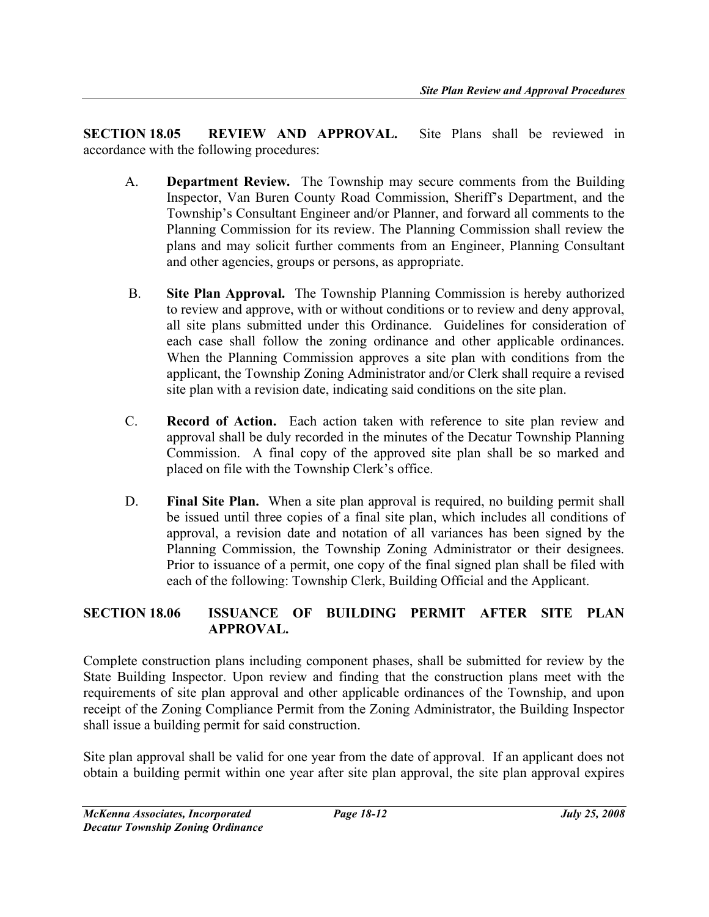**SECTION 18.05 REVIEW AND APPROVAL.** Site Plans shall be reviewed in accordance with the following procedures:

A. **Department Review.** The Township may secure comments from the Building Inspector, Van Buren County Road Commission, Sheriff's Department, and the Township's Consultant Engineer and/or Planner, and forward all comments to the Planning Commission for its review. The Planning Commission shall review the plans and may solicit further comments from an Engineer, Planning Consultant and other agencies, groups or persons, as appropriate.

B. **Site Plan Approval.** The Township Planning Commission is hereby authorized to review and approve, with or without conditions or to review and deny approval, all site plans submitted under this Ordinance. Guidelines for consideration of each case shall follow the zoning ordinance and other applicable ordinances. When the Planning Commission approves a site plan with conditions from the applicant, the Township Zoning Administrator and/or Clerk shall require a revised site plan with a revision date, indicating said conditions on the site plan.

C. **Record of Action.** Each action taken with reference to site plan review and approval shall be duly recorded in the minutes of the Decatur Township Planning Commission. A final copy of the approved site plan shall be so marked and placed on file with the Township Clerk's office.

D. **Final Site Plan.** When a site plan approval is required, no building permit shall be issued until three copies of a final site plan, which includes all conditions of approval, a revision date and notation of all variances has been signed by the Planning Commission, the Township Zoning Administrator or their designees. Prior to issuance of a permit, one copy of the final signed plan shall be filed with each of the following: Township Clerk, Building Official and the Applicant.

**SECTION 18.06 ISSUANCE OF BUILDING PERMIT AFTER SITE PLAN APPROVAL.**

Complete construction plans including component phases, shall be submitted for review by the State Building Inspector. Upon review and finding that the construction plans meet with the requirements of site plan approval and other applicable ordinances of the Township, and upon receipt of the Zoning Compliance Permit from the Zoning Administrator, the Building Inspector shall issue a building permit for said construction.

Site plan approval shall be valid for one year from the date of approval. If an applicant does not obtain a building permit within one year after site plan approval, the site plan approval expires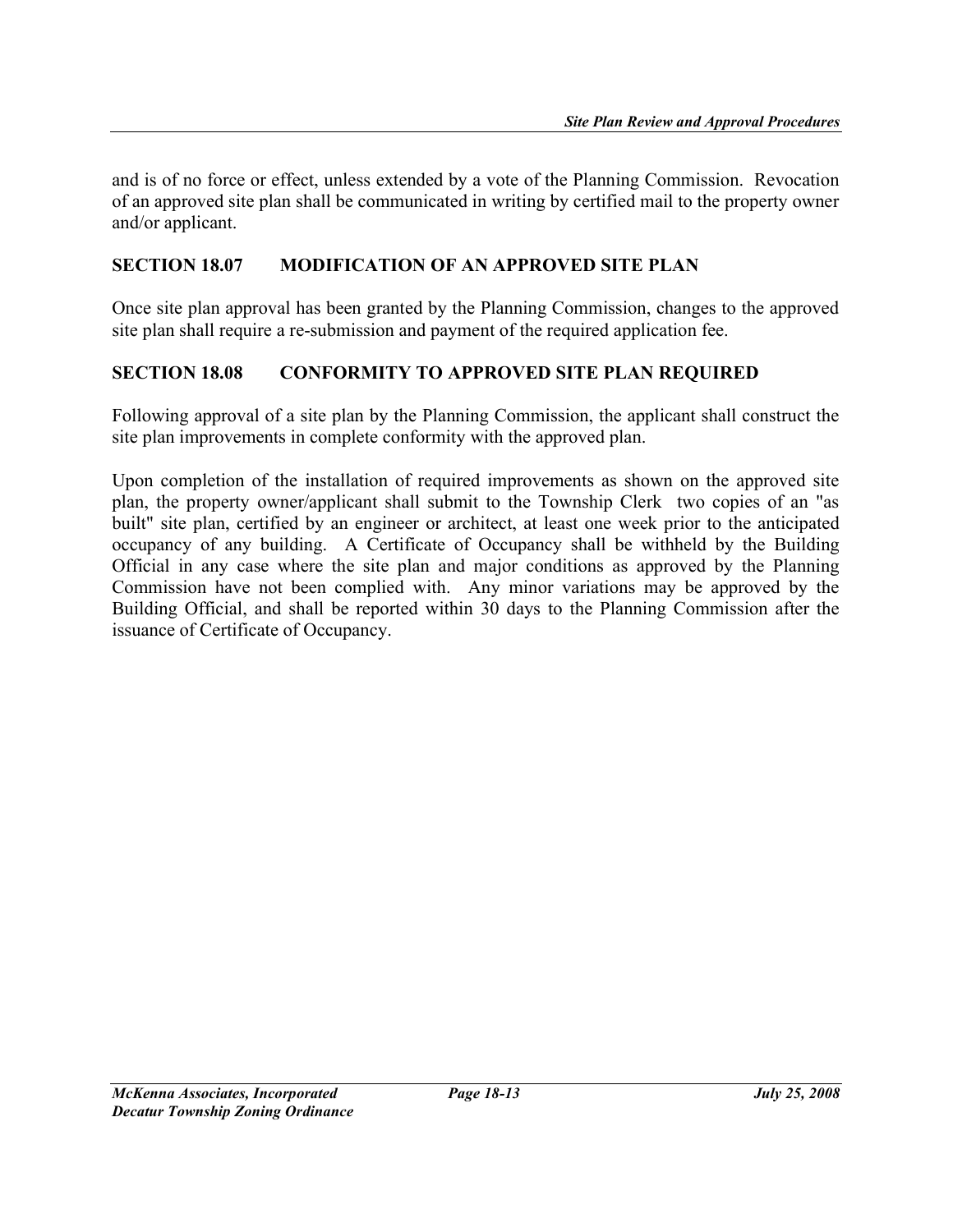and is of no force or effect, unless extended by a vote of the Planning Commission. Revocation of an approved site plan shall be communicated in writing by certified mail to the property owner and/or applicant.

## SECTION 18.07 MODIFICATION OF AN APPROVED SITE PLAN

Once site plan approval has been granted by the Planning Commission, changes to the approved site plan shall require a re-submission and payment of the required application fee.

## SECTION 18.08 CONFORMITY TO APPROVED SITE PLAN REQUIRED

Following approval of a site plan by the Planning Commission, the applicant shall construct the site plan improvements in complete conformity with the approved plan.

Upon completion of the installation of required improvements as shown on the approved site plan, the property owner/applicant shall submit to the Township Clerk two copies of an "as built" site plan, certified by an engineer or architect, at least one week prior to the anticipated occupancy of any building. A Certificate of Occupancy shall be withheld by the Building Official in any case where the site plan and major conditions as approved by the Planning Commission have not been complied with. Any minor variations may be approved by the Building Official, and shall be reported within 30 days to the Planning Commission after the issuance of Certificate of Occupancy.